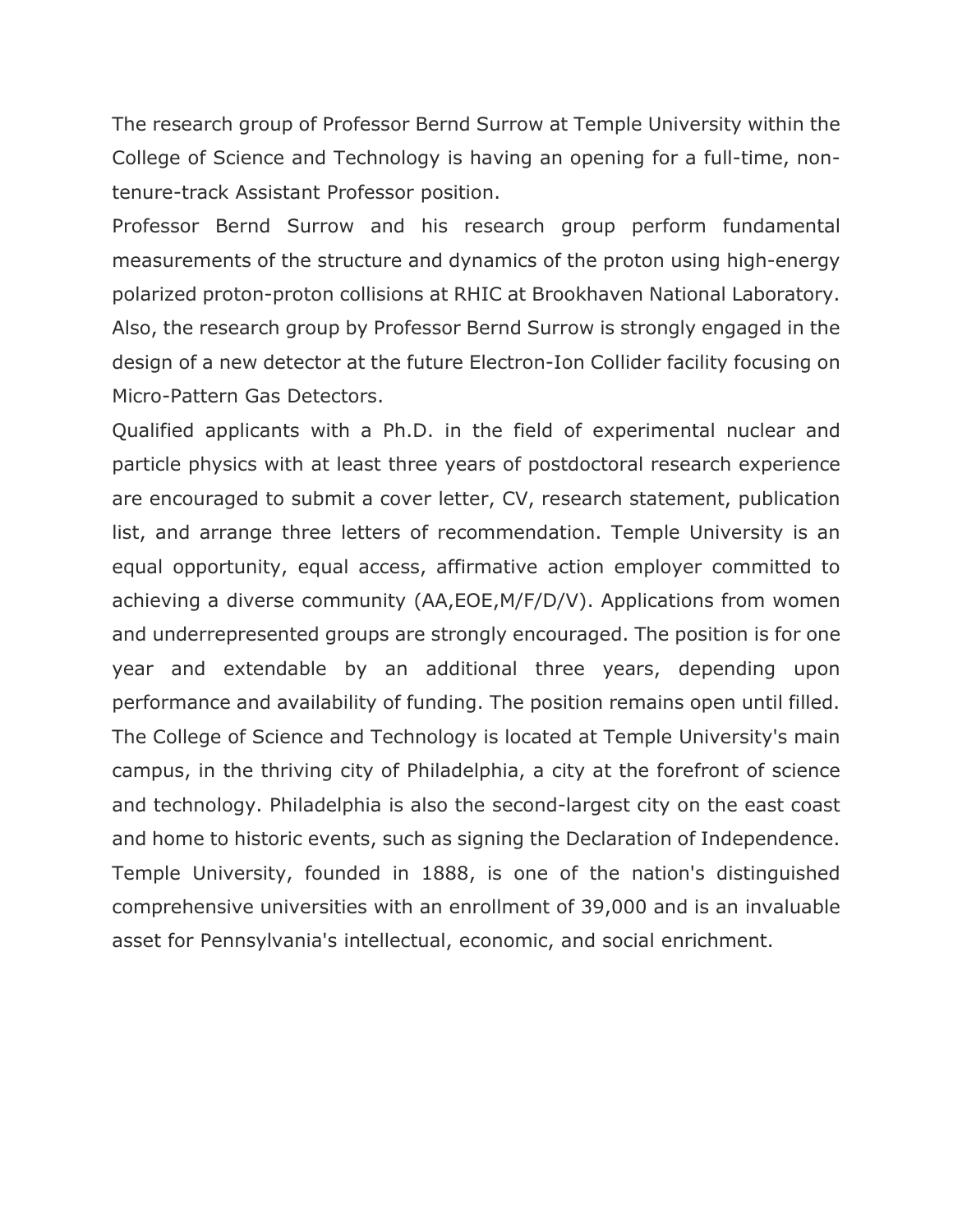The research group of Professor Bernd Surrow at Temple University within the College of Science and Technology is having an opening for a full-time, non-tenure-track Assistant Professor position.

Professor Bernd Surrow and his research group perform fundamental measurements of the structure and dynamics of the proton using high-energy polarized proton-proton collisions at RHIC at Brookhaven National Laboratory. Also, the research group by Professor Bernd Surrow is strongly engaged in the design of a new detector at the future Electron-Ion Collider facility focusing on Micro-Pattern Gas Detectors.

Qualified applicants with a Ph.D. in the field of experimental nuclear and particle physics with at least three years of postdoctoral research experience are encouraged to submit a cover letter, CV, research statement, publication list, and arrange three letters of recommendation. Temple University is an equal opportunity, equal access, affirmative action employer committed to achieving a diverse community (AA,EOE,M/F/D/V). Applications from women and underrepresented groups are strongly encouraged. The position is for one year and extendable by an additional three years, depending upon performance and availability of funding. The position remains open until filled.

The College of Science and Technology is located at Temple University's main campus, in the thriving city of Philadelphia, a city at the forefront of science and technology. Philadelphia is also the second-largest city on the east coast and home to historic events, such as signing the Declaration of Independence. Temple University, founded in 1888, is one of the nation's distinguished comprehensive universities with an enrollment of 39,000 and is an invaluable asset for Pennsylvania's intellectual, economic, and social enrichment.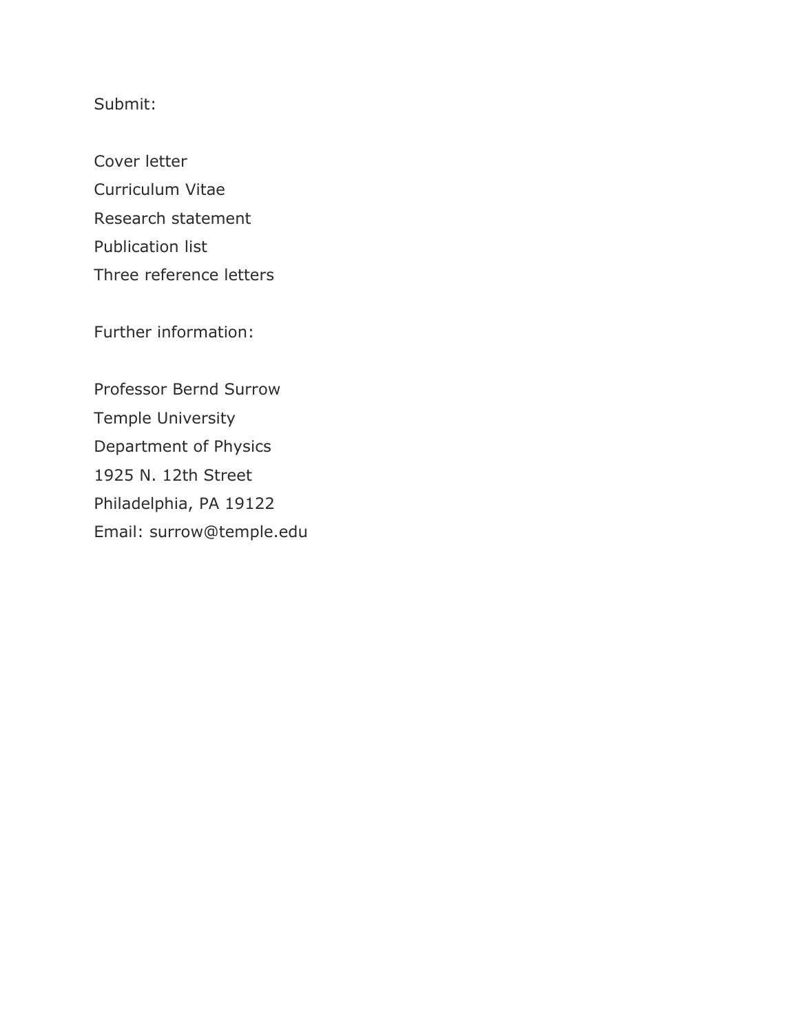Submit:

Cover letter
Curriculum Vitae
Research statement
Publication list
Three reference letters

Further information:

Professor Bernd Surrow
Temple University
Department of Physics
1925 N. 12th Street
Philadelphia, PA 19122
Email: surrow@temple.edu